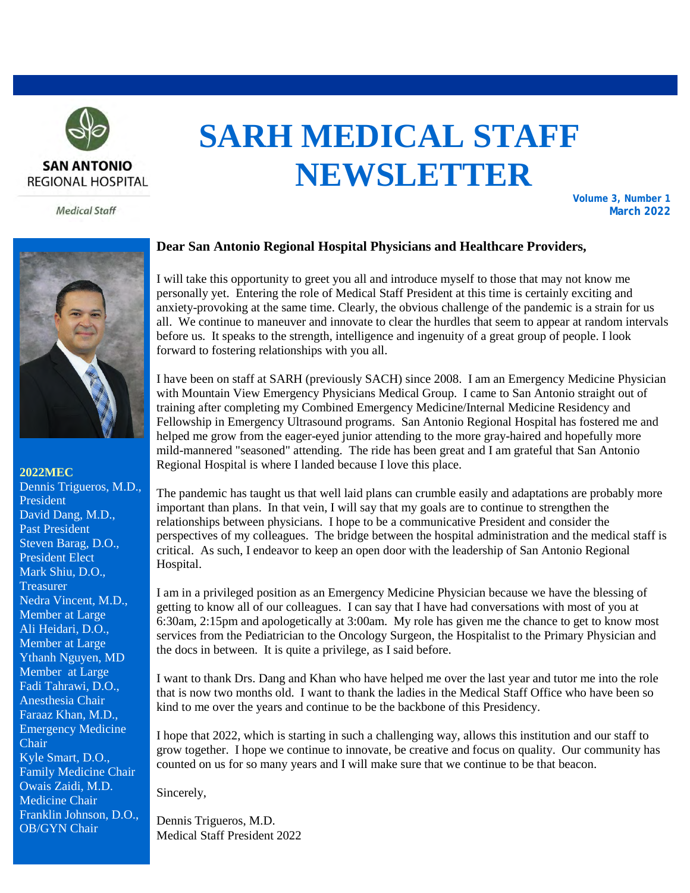SAN ANTONIO REGIONAL HOSPITAL

*Medical Staff*

# SARH MEDICAL STAFF NEWSLETTER

**Volume 3, Number 1**
**March 2022**

**2022MEC**

Dennis Trigueros, M.D., President
David Dang, M.D., Past President
Steven Barag, D.O., President Elect
Mark Shiu, D.O., Treasurer
Nedra Vincent, M.D., Member at Large
Ali Heidari, D.O., Member at Large
Ythanh Nguyen, MD Member at Large
Fadi Tahrawi, D.O., Anesthesia Chair
Faraaz Khan, M.D., Emergency Medicine Chair
Kyle Smart, D.O., Family Medicine Chair
Owais Zaidi, M.D. Medicine Chair
Franklin Johnson, D.O., OB/GYN Chair

**Dear San Antonio Regional Hospital Physicians and Healthcare Providers,**

I will take this opportunity to greet you all and introduce myself to those that may not know me personally yet. Entering the role of Medical Staff President at this time is certainly exciting and anxiety-provoking at the same time. Clearly, the obvious challenge of the pandemic is a strain for us all. We continue to maneuver and innovate to clear the hurdles that seem to appear at random intervals before us. It speaks to the strength, intelligence and ingenuity of a great group of people. I look forward to fostering relationships with you all.

I have been on staff at SARH (previously SACH) since 2008. I am an Emergency Medicine Physician with Mountain View Emergency Physicians Medical Group. I came to San Antonio straight out of training after completing my Combined Emergency Medicine/Internal Medicine Residency and Fellowship in Emergency Ultrasound programs. San Antonio Regional Hospital has fostered me and helped me grow from the eager-eyed junior attending to the more gray-haired and hopefully more mild-mannered "seasoned" attending. The ride has been great and I am grateful that San Antonio Regional Hospital is where I landed because I love this place.

The pandemic has taught us that well laid plans can crumble easily and adaptations are probably more important than plans. In that vein, I will say that my goals are to continue to strengthen the relationships between physicians. I hope to be a communicative President and consider the perspectives of my colleagues. The bridge between the hospital administration and the medical staff is critical. As such, I endeavor to keep an open door with the leadership of San Antonio Regional Hospital.

I am in a privileged position as an Emergency Medicine Physician because we have the blessing of getting to know all of our colleagues. I can say that I have had conversations with most of you at 6:30am, 2:15pm and apologetically at 3:00am. My role has given me the chance to get to know most services from the Pediatrician to the Oncology Surgeon, the Hospitalist to the Primary Physician and the docs in between. It is quite a privilege, as I said before.

I want to thank Drs. Dang and Khan who have helped me over the last year and tutor me into the role that is now two months old. I want to thank the ladies in the Medical Staff Office who have been so kind to me over the years and continue to be the backbone of this Presidency.

I hope that 2022, which is starting in such a challenging way, allows this institution and our staff to grow together. I hope we continue to innovate, be creative and focus on quality. Our community has counted on us for so many years and I will make sure that we continue to be that beacon.

Sincerely,

Dennis Trigueros, M.D.
Medical Staff President 2022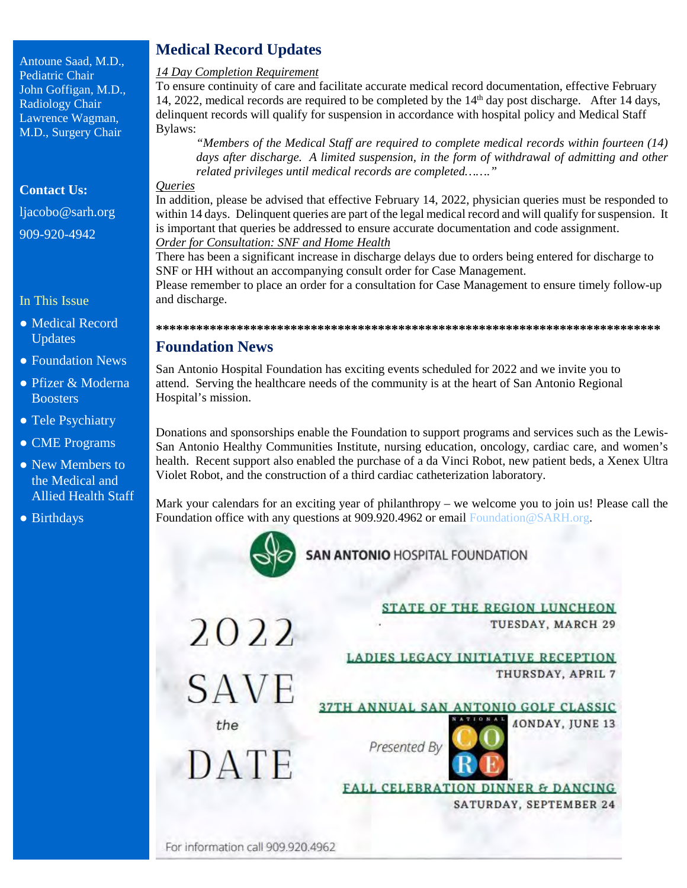Antoune Saad, M.D., Pediatric Chair
John Goffigan, M.D., Radiology Chair
Lawrence Wagman, M.D., Surgery Chair

**Contact Us:**

ljacobo@sarh.org

909-920-4942

In This Issue

- Medical Record Updates
- Foundation News
- Pfizer & Moderna Boosters
- Tele Psychiatry
- CME Programs
- New Members to the Medical and Allied Health Staff
- Birthdays

## Medical Record Updates

*14 Day Completion Requirement*

To ensure continuity of care and facilitate accurate medical record documentation, effective February 14, 2022, medical records are required to be completed by the 14th day post discharge. After 14 days, delinquent records will qualify for suspension in accordance with hospital policy and Medical Staff Bylaws:

> *"Members of the Medical Staff are required to complete medical records within fourteen (14) days after discharge. A limited suspension, in the form of withdrawal of admitting and other related privileges until medical records are completed……."*

*Queries*

In addition, please be advised that effective February 14, 2022, physician queries must be responded to within 14 days. Delinquent queries are part of the legal medical record and will qualify for suspension. It is important that queries be addressed to ensure accurate documentation and code assignment.

*Order for Consultation: SNF and Home Health*

There has been a significant increase in discharge delays due to orders being entered for discharge to SNF or HH without an accompanying consult order for Case Management.

Please remember to place an order for a consultation for Case Management to ensure timely follow-up and discharge.

******************************************************************************

## Foundation News

San Antonio Hospital Foundation has exciting events scheduled for 2022 and we invite you to attend. Serving the healthcare needs of the community is at the heart of San Antonio Regional Hospital's mission.

Donations and sponsorships enable the Foundation to support programs and services such as the Lewis-San Antonio Healthy Communities Institute, nursing education, oncology, cardiac care, and women's health. Recent support also enabled the purchase of a da Vinci Robot, new patient beds, a Xenex Ultra Violet Robot, and the construction of a third cardiac catheterization laboratory.

Mark your calendars for an exciting year of philanthropy – we welcome you to join us! Please call the Foundation office with any questions at 909.920.4962 or email Foundation@SARH.org.

**SAN ANTONIO** HOSPITAL FOUNDATION

2022 SAVE the DATE

STATE OF THE REGION LUNCHEON
TUESDAY, MARCH 29

LADIES LEGACY INITIATIVE RECEPTION
THURSDAY, APRIL 7

37TH ANNUAL SAN ANTONIO GOLF CLASSIC
MONDAY, JUNE 13
Presented By NATIONAL CORE

FALL CELEBRATION DINNER & DANCING
SATURDAY, SEPTEMBER 24

For information call 909.920.4962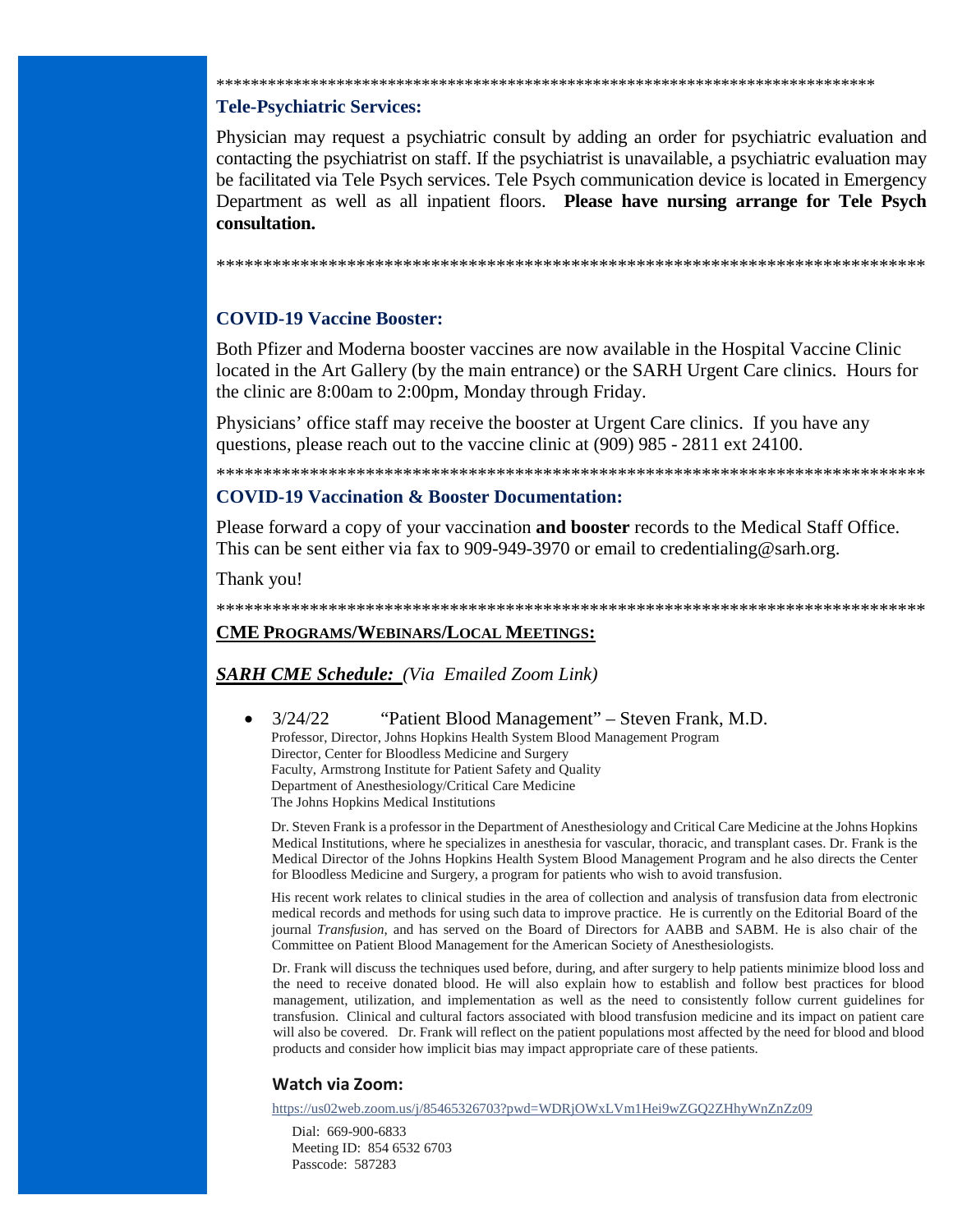*******************************************************************************

### Tele-Psychiatric Services:

Physician may request a psychiatric consult by adding an order for psychiatric evaluation and contacting the psychiatrist on staff. If the psychiatrist is unavailable, a psychiatric evaluation may be facilitated via Tele Psych services. Tele Psych communication device is located in Emergency Department as well as all inpatient floors. **Please have nursing arrange for Tele Psych consultation.**

*******************************************************************************

### COVID-19 Vaccine Booster:

Both Pfizer and Moderna booster vaccines are now available in the Hospital Vaccine Clinic located in the Art Gallery (by the main entrance) or the SARH Urgent Care clinics. Hours for the clinic are 8:00am to 2:00pm, Monday through Friday.

Physicians' office staff may receive the booster at Urgent Care clinics. If you have any questions, please reach out to the vaccine clinic at (909) 985 - 2811 ext 24100.

*******************************************************************************

### COVID-19 Vaccination & Booster Documentation:

Please forward a copy of your vaccination **and booster** records to the Medical Staff Office. This can be sent either via fax to 909-949-3970 or email to credentialing@sarh.org.

Thank you!

*******************************************************************************

## CME PROGRAMS/WEBINARS/LOCAL MEETINGS:

***SARH CME Schedule:*** *(Via Emailed Zoom Link)*

- 3/24/22 "Patient Blood Management" – Steven Frank, M.D.
  Professor, Director, Johns Hopkins Health System Blood Management Program
  Director, Center for Bloodless Medicine and Surgery
  Faculty, Armstrong Institute for Patient Safety and Quality
  Department of Anesthesiology/Critical Care Medicine
  The Johns Hopkins Medical Institutions

  Dr. Steven Frank is a professor in the Department of Anesthesiology and Critical Care Medicine at the Johns Hopkins Medical Institutions, where he specializes in anesthesia for vascular, thoracic, and transplant cases. Dr. Frank is the Medical Director of the Johns Hopkins Health System Blood Management Program and he also directs the Center for Bloodless Medicine and Surgery, a program for patients who wish to avoid transfusion.

  His recent work relates to clinical studies in the area of collection and analysis of transfusion data from electronic medical records and methods for using such data to improve practice. He is currently on the Editorial Board of the journal *Transfusion*, and has served on the Board of Directors for AABB and SABM. He is also chair of the Committee on Patient Blood Management for the American Society of Anesthesiologists.

  Dr. Frank will discuss the techniques used before, during, and after surgery to help patients minimize blood loss and the need to receive donated blood. He will also explain how to establish and follow best practices for blood management, utilization, and implementation as well as the need to consistently follow current guidelines for transfusion. Clinical and cultural factors associated with blood transfusion medicine and its impact on patient care will also be covered. Dr. Frank will reflect on the patient populations most affected by the need for blood and blood products and consider how implicit bias may impact appropriate care of these patients.

#### Watch via Zoom:

https://us02web.zoom.us/j/85465326703?pwd=WDRjOWxLVm1Hei9wZGQ2ZHhyWnZnZz09

Dial: 669-900-6833
Meeting ID: 854 6532 6703
Passcode: 587283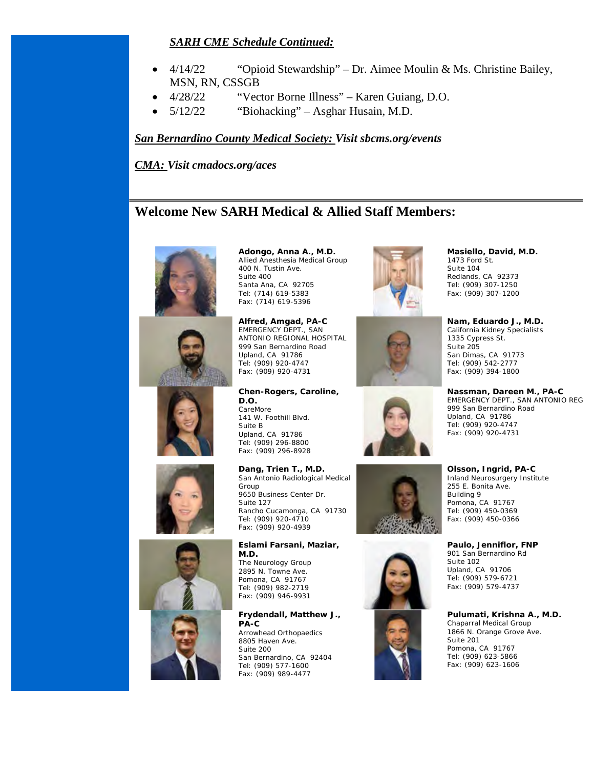***SARH CME Schedule Continued:***

- 4/14/22 "Opioid Stewardship" – Dr. Aimee Moulin & Ms. Christine Bailey, MSN, RN, CSSGB
- 4/28/22 "Vector Borne Illness" – Karen Guiang, D.O.
- 5/12/22 "Biohacking" – Asghar Husain, M.D.

***San Bernardino County Medical Society:** Visit sbcms.org/events*

***CMA:** Visit cmadocs.org/aces*

## Welcome New SARH Medical & Allied Staff Members:

**Adongo, Anna A., M.D.**
Allied Anesthesia Medical Group
400 N. Tustin Ave.
Suite 400
Santa Ana, CA 92705
Tel: (714) 619-5383
Fax: (714) 619-5396

**Alfred, Amgad, PA-C**
EMERGENCY DEPT., SAN ANTONIO REGIONAL HOSPITAL
999 San Bernardino Road
Upland, CA 91786
Tel: (909) 920-4747
Fax: (909) 920-4731

**Chen-Rogers, Caroline, D.O.**
CareMore
141 W. Foothill Blvd.
Suite B
Upland, CA 91786
Tel: (909) 296-8800
Fax: (909) 296-8928

**Dang, Trien T., M.D.**
San Antonio Radiological Medical Group
9650 Business Center Dr.
Suite 127
Rancho Cucamonga, CA 91730
Tel: (909) 920-4710
Fax: (909) 920-4939

**Eslami Farsani, Maziar, M.D.**
The Neurology Group
2895 N. Towne Ave.
Pomona, CA 91767
Tel: (909) 982-2719
Fax: (909) 946-9931

**Frydendall, Matthew J., PA-C**
Arrowhead Orthopaedics
8805 Haven Ave.
Suite 200
San Bernardino, CA 92404
Tel: (909) 577-1600
Fax: (909) 989-4477

**Masiello, David, M.D.**
1473 Ford St.
Suite 104
Redlands, CA 92373
Tel: (909) 307-1250
Fax: (909) 307-1200

**Nam, Eduardo J., M.D.**
California Kidney Specialists
1335 Cypress St.
Suite 205
San Dimas, CA 91773
Tel: (909) 542-2777
Fax: (909) 394-1800

**Nassman, Dareen M., PA-C**
EMERGENCY DEPT., SAN ANTONIO REG
999 San Bernardino Road
Upland, CA 91786
Tel: (909) 920-4747
Fax: (909) 920-4731

**Olsson, Ingrid, PA-C**
Inland Neurosurgery Institute
255 E. Bonita Ave.
Building 9
Pomona, CA 91767
Tel: (909) 450-0369
Fax: (909) 450-0366

**Paulo, Jenniflor, FNP**
901 San Bernardino Rd
Suite 102
Upland, CA 91706
Tel: (909) 579-6721
Fax: (909) 579-4737

**Pulumati, Krishna A., M.D.**
Chaparral Medical Group
1866 N. Orange Grove Ave.
Suite 201
Pomona, CA 91767
Tel: (909) 623-5866
Fax: (909) 623-1606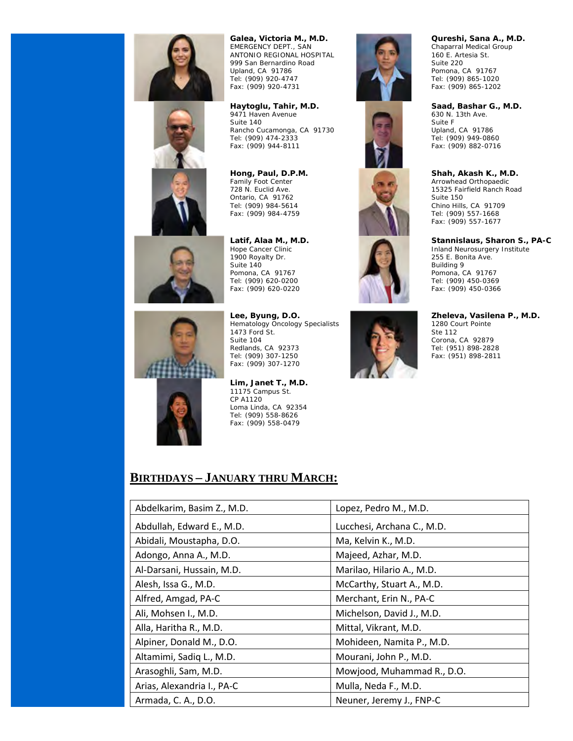**Galea, Victoria M., M.D.**
EMERGENCY DEPT., SAN ANTONIO REGIONAL HOSPITAL
999 San Bernardino Road
Upland, CA 91786
Tel: (909) 920-4747
Fax: (909) 920-4731

**Haytoglu, Tahir, M.D.**
9471 Haven Avenue
Suite 140
Rancho Cucamonga, CA 91730
Tel: (909) 474-2333
Fax: (909) 944-8111

**Hong, Paul, D.P.M.**
Family Foot Center
728 N. Euclid Ave.
Ontario, CA 91762
Tel: (909) 984-5614
Fax: (909) 984-4759

**Latif, Alaa M., M.D.**
Hope Cancer Clinic
1900 Royalty Dr.
Suite 140
Pomona, CA 91767
Tel: (909) 620-0200
Fax: (909) 620-0220

**Lee, Byung, D.O.**
Hematology Oncology Specialists
1473 Ford St.
Suite 104
Redlands, CA 92373
Tel: (909) 307-1250
Fax: (909) 307-1270

**Lim, Janet T., M.D.**
11175 Campus St.
CP A1120
Loma Linda, CA 92354
Tel: (909) 558-8626
Fax: (909) 558-0479

**Qureshi, Sana A., M.D.**
Chaparral Medical Group
160 E. Artesia St.
Suite 220
Pomona, CA 91767
Tel: (909) 865-1020
Fax: (909) 865-1202

**Saad, Bashar G., M.D.**
630 N. 13th Ave.
Suite F
Upland, CA 91786
Tel: (909) 949-0860
Fax: (909) 882-0716

**Shah, Akash K., M.D.**
Arrowhead Orthopaedic
15325 Fairfield Ranch Road
Suite 150
Chino Hills, CA 91709
Tel: (909) 557-1668
Fax: (909) 557-1677

**Stannislaus, Sharon S., PA-C**
Inland Neurosurgery Institute
255 E. Bonita Ave.
Building 9
Pomona, CA 91767
Tel: (909) 450-0369
Fax: (909) 450-0366

**Zheleva, Vasilena P., M.D.**
1280 Court Pointe
Ste 112
Corona, CA 92879
Tel: (951) 898-2828
Fax: (951) 898-2811

## BIRTHDAYS – JANUARY THRU MARCH:

| | |
|---|---|
| Abdelkarim, Basim Z., M.D. | Lopez, Pedro M., M.D. |
| Abdullah, Edward E., M.D. | Lucchesi, Archana C., M.D. |
| Abidali, Moustapha, D.O. | Ma, Kelvin K., M.D. |
| Adongo, Anna A., M.D. | Majeed, Azhar, M.D. |
| Al-Darsani, Hussain, M.D. | Marilao, Hilario A., M.D. |
| Alesh, Issa G., M.D. | McCarthy, Stuart A., M.D. |
| Alfred, Amgad, PA-C | Merchant, Erin N., PA-C |
| Ali, Mohsen I., M.D. | Michelson, David J., M.D. |
| Alla, Haritha R., M.D. | Mittal, Vikrant, M.D. |
| Alpiner, Donald M., D.O. | Mohideen, Namita P., M.D. |
| Altamimi, Sadiq L., M.D. | Mourani, John P., M.D. |
| Arasoghli, Sam, M.D. | Mowjood, Muhammad R., D.O. |
| Arias, Alexandria I., PA-C | Mulla, Neda F., M.D. |
| Armada, C. A., D.O. | Neuner, Jeremy J., FNP-C |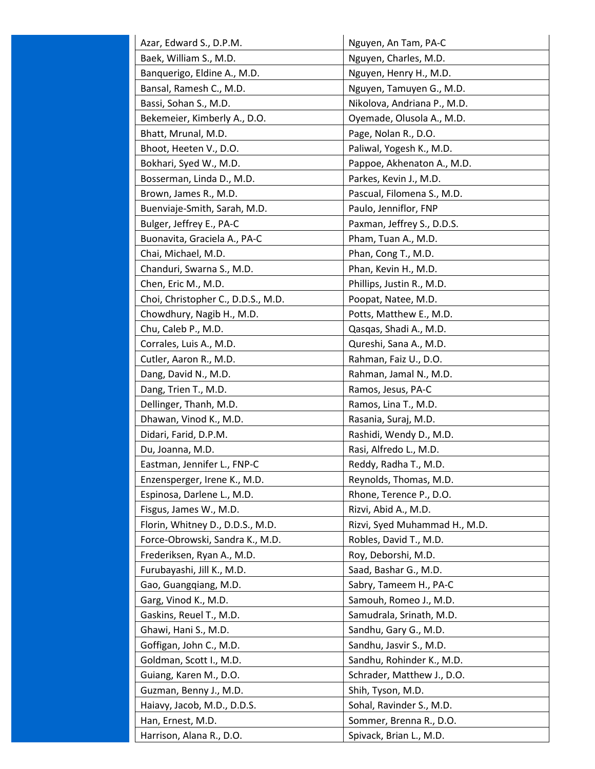| | |
|---|---|
| Azar, Edward S., D.P.M. | Nguyen, An Tam, PA-C |
| Baek, William S., M.D. | Nguyen, Charles, M.D. |
| Banquerigo, Eldine A., M.D. | Nguyen, Henry H., M.D. |
| Bansal, Ramesh C., M.D. | Nguyen, Tamuyen G., M.D. |
| Bassi, Sohan S., M.D. | Nikolova, Andriana P., M.D. |
| Bekemeier, Kimberly A., D.O. | Oyemade, Olusola A., M.D. |
| Bhatt, Mrunal, M.D. | Page, Nolan R., D.O. |
| Bhoot, Heeten V., D.O. | Paliwal, Yogesh K., M.D. |
| Bokhari, Syed W., M.D. | Pappoe, Akhenaton A., M.D. |
| Bosserman, Linda D., M.D. | Parkes, Kevin J., M.D. |
| Brown, James R., M.D. | Pascual, Filomena S., M.D. |
| Buenviaje-Smith, Sarah, M.D. | Paulo, Jenniflor, FNP |
| Bulger, Jeffrey E., PA-C | Paxman, Jeffrey S., D.D.S. |
| Buonavita, Graciela A., PA-C | Pham, Tuan A., M.D. |
| Chai, Michael, M.D. | Phan, Cong T., M.D. |
| Chanduri, Swarna S., M.D. | Phan, Kevin H., M.D. |
| Chen, Eric M., M.D. | Phillips, Justin R., M.D. |
| Choi, Christopher C., D.D.S., M.D. | Poopat, Natee, M.D. |
| Chowdhury, Nagib H., M.D. | Potts, Matthew E., M.D. |
| Chu, Caleb P., M.D. | Qasqas, Shadi A., M.D. |
| Corrales, Luis A., M.D. | Qureshi, Sana A., M.D. |
| Cutler, Aaron R., M.D. | Rahman, Faiz U., D.O. |
| Dang, David N., M.D. | Rahman, Jamal N., M.D. |
| Dang, Trien T., M.D. | Ramos, Jesus, PA-C |
| Dellinger, Thanh, M.D. | Ramos, Lina T., M.D. |
| Dhawan, Vinod K., M.D. | Rasania, Suraj, M.D. |
| Didari, Farid, D.P.M. | Rashidi, Wendy D., M.D. |
| Du, Joanna, M.D. | Rasi, Alfredo L., M.D. |
| Eastman, Jennifer L., FNP-C | Reddy, Radha T., M.D. |
| Enzensperger, Irene K., M.D. | Reynolds, Thomas, M.D. |
| Espinosa, Darlene L., M.D. | Rhone, Terence P., D.O. |
| Fisgus, James W., M.D. | Rizvi, Abid A., M.D. |
| Florin, Whitney D., D.D.S., M.D. | Rizvi, Syed Muhammad H., M.D. |
| Force-Obrowski, Sandra K., M.D. | Robles, David T., M.D. |
| Frederiksen, Ryan A., M.D. | Roy, Deborshi, M.D. |
| Furubayashi, Jill K., M.D. | Saad, Bashar G., M.D. |
| Gao, Guangqiang, M.D. | Sabry, Tameem H., PA-C |
| Garg, Vinod K., M.D. | Samouh, Romeo J., M.D. |
| Gaskins, Reuel T., M.D. | Samudrala, Srinath, M.D. |
| Ghawi, Hani S., M.D. | Sandhu, Gary G., M.D. |
| Goffigan, John C., M.D. | Sandhu, Jasvir S., M.D. |
| Goldman, Scott I., M.D. | Sandhu, Rohinder K., M.D. |
| Guiang, Karen M., D.O. | Schrader, Matthew J., D.O. |
| Guzman, Benny J., M.D. | Shih, Tyson, M.D. |
| Haiavy, Jacob, M.D., D.D.S. | Sohal, Ravinder S., M.D. |
| Han, Ernest, M.D. | Sommer, Brenna R., D.O. |
| Harrison, Alana R., D.O. | Spivack, Brian L., M.D. |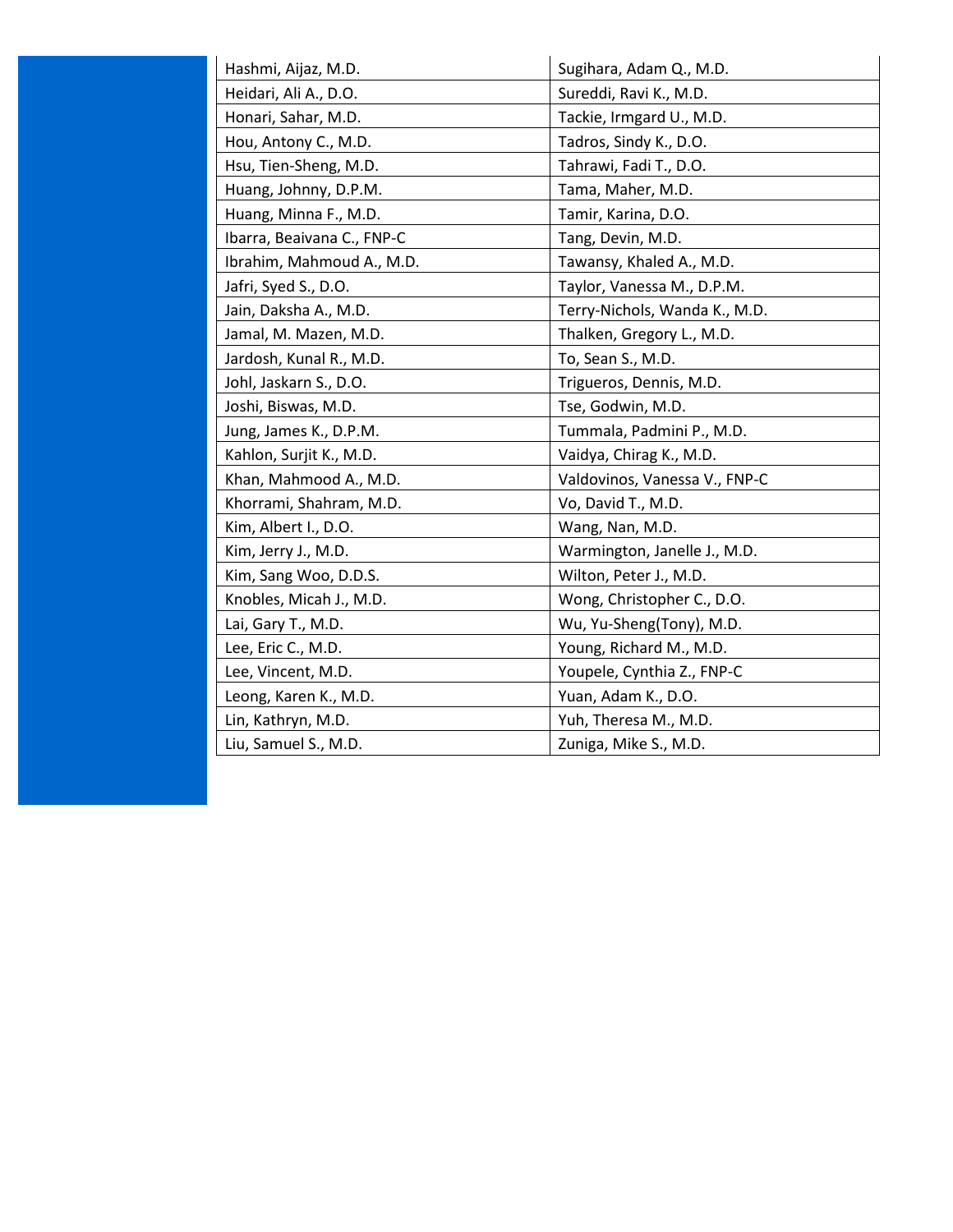| | |
|---|---|
| Hashmi, Aijaz, M.D. | Sugihara, Adam Q., M.D. |
| Heidari, Ali A., D.O. | Sureddi, Ravi K., M.D. |
| Honari, Sahar, M.D. | Tackie, Irmgard U., M.D. |
| Hou, Antony C., M.D. | Tadros, Sindy K., D.O. |
| Hsu, Tien-Sheng, M.D. | Tahrawi, Fadi T., D.O. |
| Huang, Johnny, D.P.M. | Tama, Maher, M.D. |
| Huang, Minna F., M.D. | Tamir, Karina, D.O. |
| Ibarra, Beaivana C., FNP-C | Tang, Devin, M.D. |
| Ibrahim, Mahmoud A., M.D. | Tawansy, Khaled A., M.D. |
| Jafri, Syed S., D.O. | Taylor, Vanessa M., D.P.M. |
| Jain, Daksha A., M.D. | Terry-Nichols, Wanda K., M.D. |
| Jamal, M. Mazen, M.D. | Thalken, Gregory L., M.D. |
| Jardosh, Kunal R., M.D. | To, Sean S., M.D. |
| Johl, Jaskarn S., D.O. | Trigueros, Dennis, M.D. |
| Joshi, Biswas, M.D. | Tse, Godwin, M.D. |
| Jung, James K., D.P.M. | Tummala, Padmini P., M.D. |
| Kahlon, Surjit K., M.D. | Vaidya, Chirag K., M.D. |
| Khan, Mahmood A., M.D. | Valdovinos, Vanessa V., FNP-C |
| Khorrami, Shahram, M.D. | Vo, David T., M.D. |
| Kim, Albert I., D.O. | Wang, Nan, M.D. |
| Kim, Jerry J., M.D. | Warmington, Janelle J., M.D. |
| Kim, Sang Woo, D.D.S. | Wilton, Peter J., M.D. |
| Knobles, Micah J., M.D. | Wong, Christopher C., D.O. |
| Lai, Gary T., M.D. | Wu, Yu-Sheng(Tony), M.D. |
| Lee, Eric C., M.D. | Young, Richard M., M.D. |
| Lee, Vincent, M.D. | Youpele, Cynthia Z., FNP-C |
| Leong, Karen K., M.D. | Yuan, Adam K., D.O. |
| Lin, Kathryn, M.D. | Yuh, Theresa M., M.D. |
| Liu, Samuel S., M.D. | Zuniga, Mike S., M.D. |